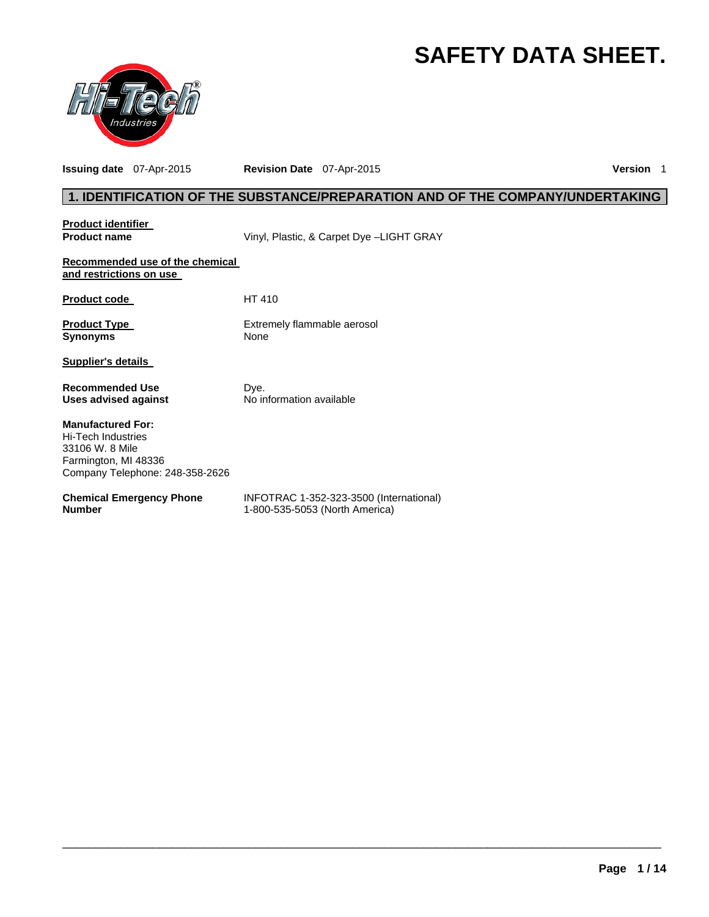# SAFETY DATA SHEET.

**Issuing date** 07-Apr-2015 **Revision Date** 07-Apr-2015 **Version** 1

## 1. IDENTIFICATION OF THE SUBSTANCE/PREPARATION AND OF THE COMPANY/UNDERTAKING

**Product identifier**

**Product name** Vinyl, Plastic, & Carpet Dye –LIGHT GRAY

**Recommended use of the chemical and restrictions on use**

**Product code** HT 410

**Product Type** Extremely flammable aerosol

**Synonyms** None

**Supplier's details**

**Recommended Use** Dye.

**Uses advised against** No information available

**Manufactured For:**
Hi-Tech Industries
33106 W. 8 Mile
Farmington, MI 48336
Company Telephone: 248-358-2626

**Chemical Emergency Phone Number** INFOTRAC 1-352-323-3500 (International)
1-800-535-5053 (North America)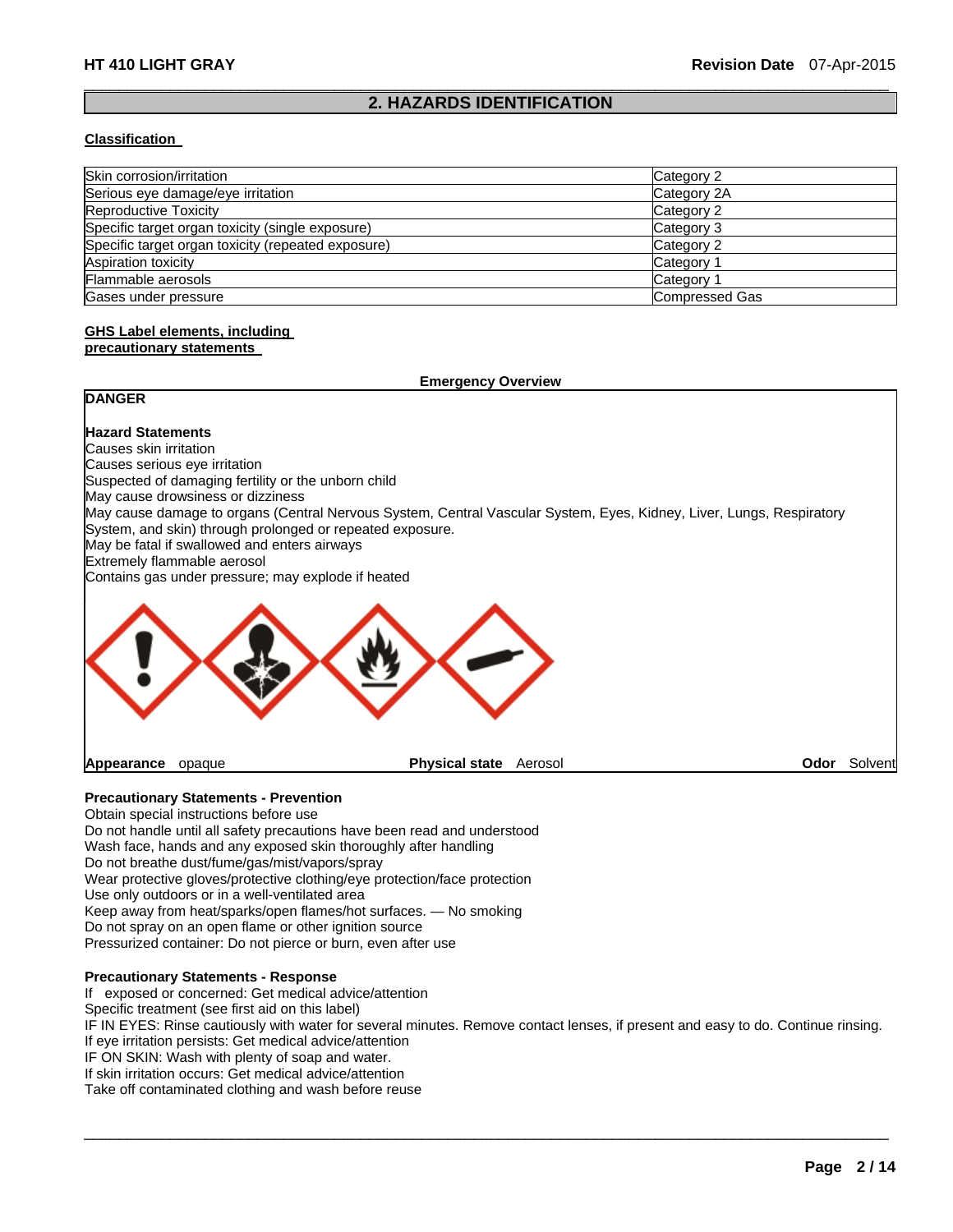## 2. HAZARDS IDENTIFICATION

### Classification

| | |
|---|---|
| Skin corrosion/irritation | Category 2 |
| Serious eye damage/eye irritation | Category 2A |
| Reproductive Toxicity | Category 2 |
| Specific target organ toxicity (single exposure) | Category 3 |
| Specific target organ toxicity (repeated exposure) | Category 2 |
| Aspiration toxicity | Category 1 |
| Flammable aerosols | Category 1 |
| Gases under pressure | Compressed Gas |

### GHS Label elements, including precautionary statements

**Emergency Overview**

**DANGER**

**Hazard Statements**
Causes skin irritation
Causes serious eye irritation
Suspected of damaging fertility or the unborn child
May cause drowsiness or dizziness
May cause damage to organs (Central Nervous System, Central Vascular System, Eyes, Kidney, Liver, Lungs, Respiratory System, and skin) through prolonged or repeated exposure.
May be fatal if swallowed and enters airways
Extremely flammable aerosol
Contains gas under pressure; may explode if heated

**Appearance** opaque **Physical state** Aerosol **Odor** Solvent

**Precautionary Statements - Prevention**
Obtain special instructions before use
Do not handle until all safety precautions have been read and understood
Wash face, hands and any exposed skin thoroughly after handling
Do not breathe dust/fume/gas/mist/vapors/spray
Wear protective gloves/protective clothing/eye protection/face protection
Use only outdoors or in a well-ventilated area
Keep away from heat/sparks/open flames/hot surfaces. — No smoking
Do not spray on an open flame or other ignition source
Pressurized container: Do not pierce or burn, even after use

**Precautionary Statements - Response**
If exposed or concerned: Get medical advice/attention
Specific treatment (see first aid on this label)
IF IN EYES: Rinse cautiously with water for several minutes. Remove contact lenses, if present and easy to do. Continue rinsing.
If eye irritation persists: Get medical advice/attention
IF ON SKIN: Wash with plenty of soap and water.
If skin irritation occurs: Get medical advice/attention
Take off contaminated clothing and wash before reuse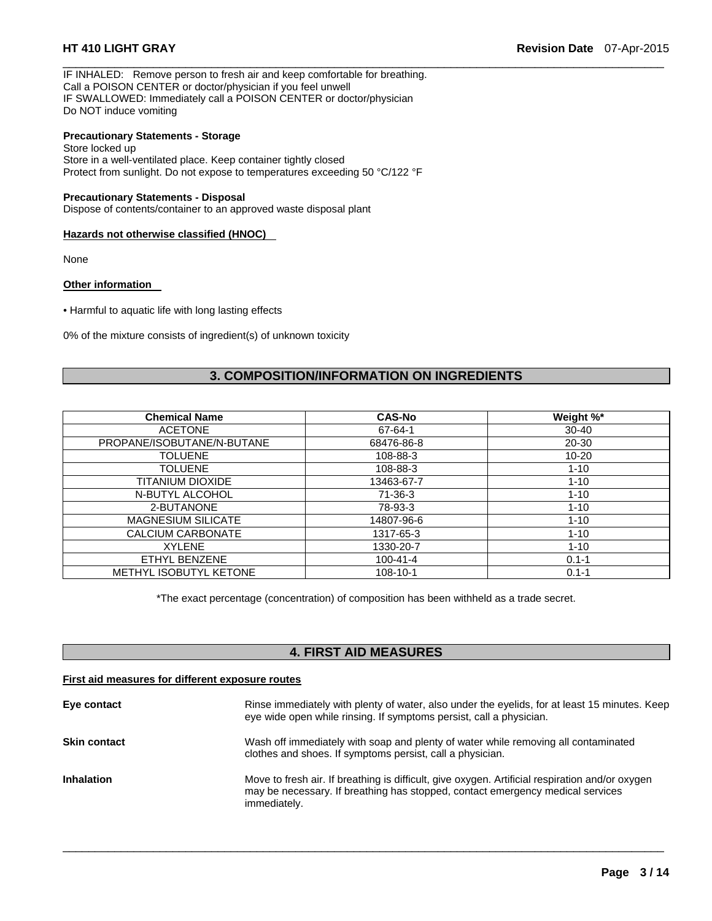IF INHALED: Remove person to fresh air and keep comfortable for breathing.
Call a POISON CENTER or doctor/physician if you feel unwell
IF SWALLOWED: Immediately call a POISON CENTER or doctor/physician
Do NOT induce vomiting

**Precautionary Statements - Storage**
Store locked up
Store in a well-ventilated place. Keep container tightly closed
Protect from sunlight. Do not expose to temperatures exceeding 50 °C/122 °F

**Precautionary Statements - Disposal**
Dispose of contents/container to an approved waste disposal plant

**Hazards not otherwise classified (HNOC)**

None

**Other information**

- Harmful to aquatic life with long lasting effects

0% of the mixture consists of ingredient(s) of unknown toxicity

## 3. COMPOSITION/INFORMATION ON INGREDIENTS

| Chemical Name | CAS-No | Weight %* |
|---|---|---|
| ACETONE | 67-64-1 | 30-40 |
| PROPANE/ISOBUTANE/N-BUTANE | 68476-86-8 | 20-30 |
| TOLUENE | 108-88-3 | 10-20 |
| TOLUENE | 108-88-3 | 1-10 |
| TITANIUM DIOXIDE | 13463-67-7 | 1-10 |
| N-BUTYL ALCOHOL | 71-36-3 | 1-10 |
| 2-BUTANONE | 78-93-3 | 1-10 |
| MAGNESIUM SILICATE | 14807-96-6 | 1-10 |
| CALCIUM CARBONATE | 1317-65-3 | 1-10 |
| XYLENE | 1330-20-7 | 1-10 |
| ETHYL BENZENE | 100-41-4 | 0.1-1 |
| METHYL ISOBUTYL KETONE | 108-10-1 | 0.1-1 |

*The exact percentage (concentration) of composition has been withheld as a trade secret.

## 4. FIRST AID MEASURES

**First aid measures for different exposure routes**

**Eye contact** Rinse immediately with plenty of water, also under the eyelids, for at least 15 minutes. Keep eye wide open while rinsing. If symptoms persist, call a physician.

**Skin contact** Wash off immediately with soap and plenty of water while removing all contaminated clothes and shoes. If symptoms persist, call a physician.

**Inhalation** Move to fresh air. If breathing is difficult, give oxygen. Artificial respiration and/or oxygen may be necessary. If breathing has stopped, contact emergency medical services immediately.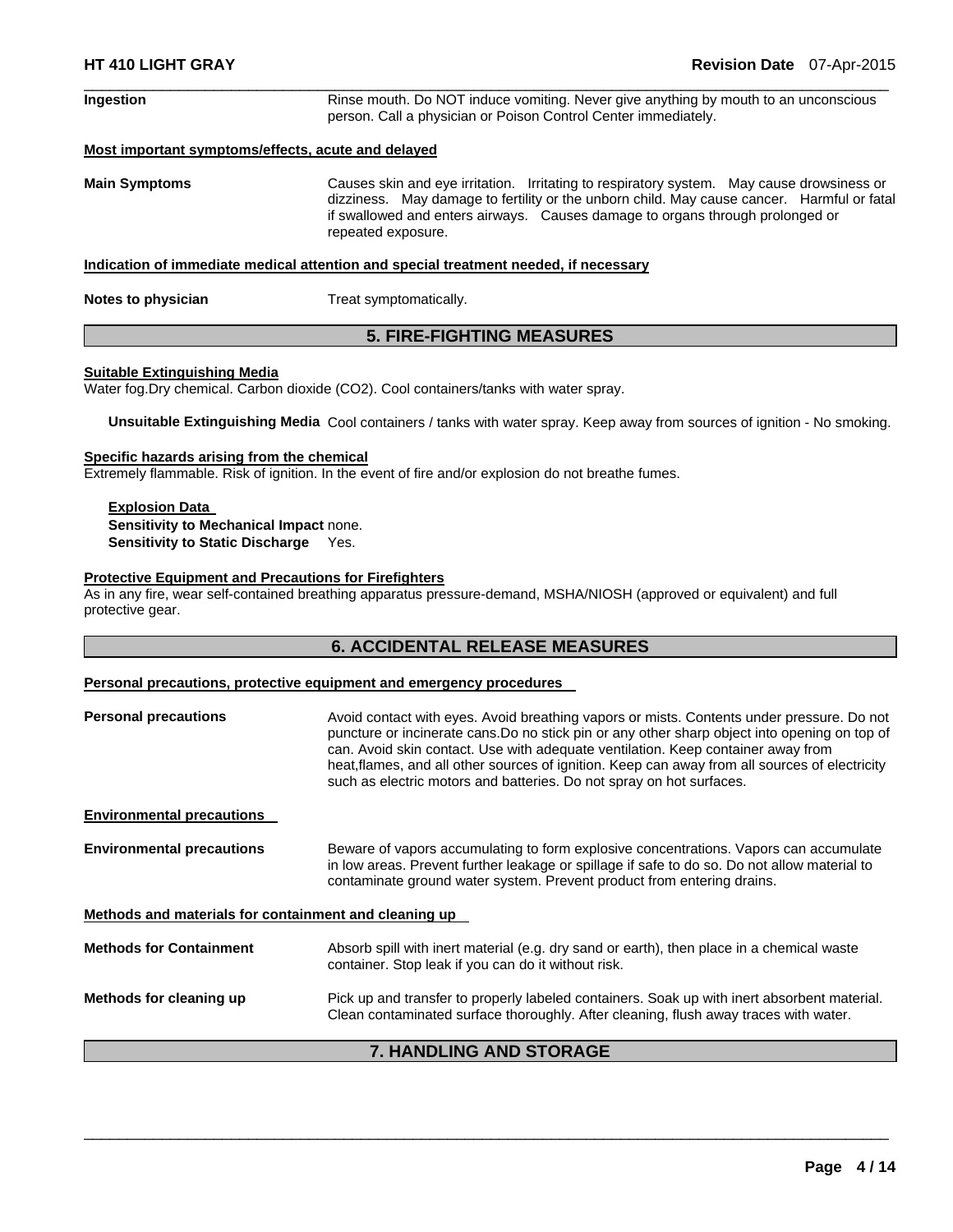| | |
|---|---|
| **Ingestion** | Rinse mouth. Do NOT induce vomiting. Never give anything by mouth to an unconscious person. Call a physician or Poison Control Center immediately. |

**Most important symptoms/effects, acute and delayed**

| | |
|---|---|
| **Main Symptoms** | Causes skin and eye irritation. Irritating to respiratory system. May cause drowsiness or dizziness. May damage to fertility or the unborn child. May cause cancer. Harmful or fatal if swallowed and enters airways. Causes damage to organs through prolonged or repeated exposure. |

**Indication of immediate medical attention and special treatment needed, if necessary**

| | |
|---|---|
| **Notes to physician** | Treat symptomatically. |

## 5. FIRE-FIGHTING MEASURES

**Suitable Extinguishing Media**

Water fog.Dry chemical. Carbon dioxide (CO2). Cool containers/tanks with water spray.

**Unsuitable Extinguishing Media** Cool containers / tanks with water spray. Keep away from sources of ignition - No smoking.

**Specific hazards arising from the chemical**

Extremely flammable. Risk of ignition. In the event of fire and/or explosion do not breathe fumes.

**Explosion Data**

**Sensitivity to Mechanical Impact** none.

**Sensitivity to Static Discharge** Yes.

**Protective Equipment and Precautions for Firefighters**

As in any fire, wear self-contained breathing apparatus pressure-demand, MSHA/NIOSH (approved or equivalent) and full protective gear.

## 6. ACCIDENTAL RELEASE MEASURES

**Personal precautions, protective equipment and emergency procedures**

| | |
|---|---|
| **Personal precautions** | Avoid contact with eyes. Avoid breathing vapors or mists. Contents under pressure. Do not puncture or incinerate cans.Do no stick pin or any other sharp object into opening on top of can. Avoid skin contact. Use with adequate ventilation. Keep container away from heat,flames, and all other sources of ignition. Keep can away from all sources of electricity such as electric motors and batteries. Do not spray on hot surfaces. |

**Environmental precautions**

| | |
|---|---|
| **Environmental precautions** | Beware of vapors accumulating to form explosive concentrations. Vapors can accumulate in low areas. Prevent further leakage or spillage if safe to do so. Do not allow material to contaminate ground water system. Prevent product from entering drains. |

**Methods and materials for containment and cleaning up**

| | |
|---|---|
| **Methods for Containment** | Absorb spill with inert material (e.g. dry sand or earth), then place in a chemical waste container. Stop leak if you can do it without risk. |
| **Methods for cleaning up** | Pick up and transfer to properly labeled containers. Soak up with inert absorbent material. Clean contaminated surface thoroughly. After cleaning, flush away traces with water. |

## 7. HANDLING AND STORAGE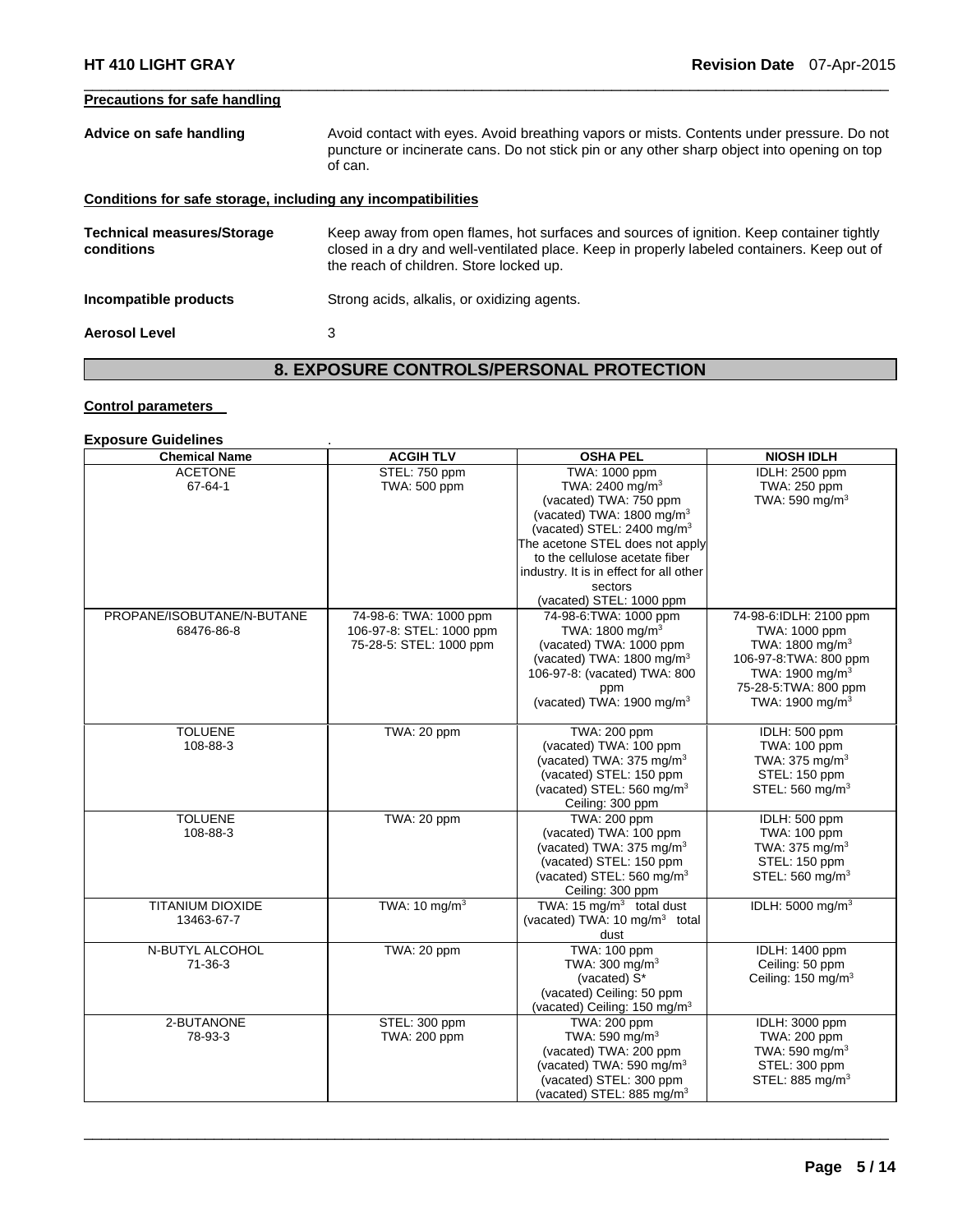**Precautions for safe handling**

**Advice on safe handling** Avoid contact with eyes. Avoid breathing vapors or mists. Contents under pressure. Do not puncture or incinerate cans. Do not stick pin or any other sharp object into opening on top of can.

**Conditions for safe storage, including any incompatibilities**

**Technical measures/Storage conditions** Keep away from open flames, hot surfaces and sources of ignition. Keep container tightly closed in a dry and well-ventilated place. Keep in properly labeled containers. Keep out of the reach of children. Store locked up.

**Incompatible products** Strong acids, alkalis, or oxidizing agents.

**Aerosol Level** 3

## 8. EXPOSURE CONTROLS/PERSONAL PROTECTION

**Control parameters**

**Exposure Guidelines** .

| Chemical Name | ACGIH TLV | OSHA PEL | NIOSH IDLH |
|---|---|---|---|
| ACETONE<br>67-64-1 | STEL: 750 ppm<br>TWA: 500 ppm | TWA: 1000 ppm<br>TWA: 2400 mg/m$^3$<br>(vacated) TWA: 750 ppm<br>(vacated) TWA: 1800 mg/m$^3$<br>(vacated) STEL: 2400 mg/m$^3$<br>The acetone STEL does not apply to the cellulose acetate fiber industry. It is in effect for all other sectors<br>(vacated) STEL: 1000 ppm | IDLH: 2500 ppm<br>TWA: 250 ppm<br>TWA: 590 mg/m$^3$ |
| PROPANE/ISOBUTANE/N-BUTANE<br>68476-86-8 | 74-98-6: TWA: 1000 ppm<br>106-97-8: STEL: 1000 ppm<br>75-28-5: STEL: 1000 ppm | 74-98-6:TWA: 1000 ppm<br>TWA: 1800 mg/m$^3$<br>(vacated) TWA: 1000 ppm<br>(vacated) TWA: 1800 mg/m$^3$<br>106-97-8: (vacated) TWA: 800 ppm<br>(vacated) TWA: 1900 mg/m$^3$ | 74-98-6:IDLH: 2100 ppm<br>TWA: 1000 ppm<br>TWA: 1800 mg/m$^3$<br>106-97-8:TWA: 800 ppm<br>TWA: 1900 mg/m$^3$<br>75-28-5:TWA: 800 ppm<br>TWA: 1900 mg/m$^3$ |
| TOLUENE<br>108-88-3 | TWA: 20 ppm | TWA: 200 ppm<br>(vacated) TWA: 100 ppm<br>(vacated) TWA: 375 mg/m$^3$<br>(vacated) STEL: 150 ppm<br>(vacated) STEL: 560 mg/m$^3$<br>Ceiling: 300 ppm | IDLH: 500 ppm<br>TWA: 100 ppm<br>TWA: 375 mg/m$^3$<br>STEL: 150 ppm<br>STEL: 560 mg/m$^3$ |
| TOLUENE<br>108-88-3 | TWA: 20 ppm | TWA: 200 ppm<br>(vacated) TWA: 100 ppm<br>(vacated) TWA: 375 mg/m$^3$<br>(vacated) STEL: 150 ppm<br>(vacated) STEL: 560 mg/m$^3$<br>Ceiling: 300 ppm | IDLH: 500 ppm<br>TWA: 100 ppm<br>TWA: 375 mg/m$^3$<br>STEL: 150 ppm<br>STEL: 560 mg/m$^3$ |
| TITANIUM DIOXIDE<br>13463-67-7 | TWA: 10 mg/m$^3$ | TWA: 15 mg/m$^3$ total dust<br>(vacated) TWA: 10 mg/m$^3$ total dust | IDLH: 5000 mg/m$^3$ |
| N-BUTYL ALCOHOL<br>71-36-3 | TWA: 20 ppm | TWA: 100 ppm<br>TWA: 300 mg/m$^3$<br>(vacated) S*<br>(vacated) Ceiling: 50 ppm<br>(vacated) Ceiling: 150 mg/m$^3$ | IDLH: 1400 ppm<br>Ceiling: 50 ppm<br>Ceiling: 150 mg/m$^3$ |
| 2-BUTANONE<br>78-93-3 | STEL: 300 ppm<br>TWA: 200 ppm | TWA: 200 ppm<br>TWA: 590 mg/m$^3$<br>(vacated) TWA: 200 ppm<br>(vacated) TWA: 590 mg/m$^3$<br>(vacated) STEL: 300 ppm<br>(vacated) STEL: 885 mg/m$^3$ | IDLH: 3000 ppm<br>TWA: 200 ppm<br>TWA: 590 mg/m$^3$<br>STEL: 300 ppm<br>STEL: 885 mg/m$^3$ |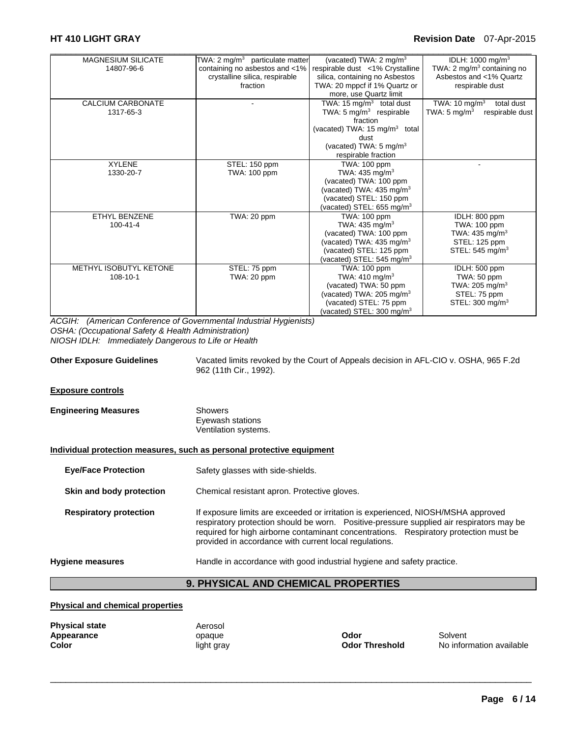| | | | |
|---|---|---|---|
| MAGNESIUM SILICATE 14807-96-6 | TWA: 2 $mg/m^3$ particulate matter containing no asbestos and <1% crystalline silica, respirable fraction | (vacated) TWA: 2 $mg/m^3$ respirable dust <1% Crystalline silica, containing no Asbestos TWA: 20 mppcf if 1% Quartz or more, use Quartz limit | IDLH: 1000 $mg/m^3$ TWA: 2 $mg/m^3$ containing no Asbestos and <1% Quartz respirable dust |
| CALCIUM CARBONATE 1317-65-3 | - | TWA: 15 $mg/m^3$ total dust TWA: 5 $mg/m^3$ respirable fraction (vacated) TWA: 15 $mg/m^3$ total dust (vacated) TWA: 5 $mg/m^3$ respirable fraction | TWA: 10 $mg/m^3$ total dust TWA: 5 $mg/m^3$ respirable dust |
| XYLENE 1330-20-7 | STEL: 150 ppm TWA: 100 ppm | TWA: 100 ppm TWA: 435 $mg/m^3$ (vacated) TWA: 100 ppm (vacated) TWA: 435 $mg/m^3$ (vacated) STEL: 150 ppm (vacated) STEL: 655 $mg/m^3$ | - |
| ETHYL BENZENE 100-41-4 | TWA: 20 ppm | TWA: 100 ppm TWA: 435 $mg/m^3$ (vacated) TWA: 100 ppm (vacated) TWA: 435 $mg/m^3$ (vacated) STEL: 125 ppm (vacated) STEL: 545 $mg/m^3$ | IDLH: 800 ppm TWA: 100 ppm TWA: 435 $mg/m^3$ STEL: 125 ppm STEL: 545 $mg/m^3$ |
| METHYL ISOBUTYL KETONE 108-10-1 | STEL: 75 ppm TWA: 20 ppm | TWA: 100 ppm TWA: 410 $mg/m^3$ (vacated) TWA: 50 ppm (vacated) TWA: 205 $mg/m^3$ (vacated) STEL: 75 ppm (vacated) STEL: 300 $mg/m^3$ | IDLH: 500 ppm TWA: 50 ppm TWA: 205 $mg/m^3$ STEL: 75 ppm STEL: 300 $mg/m^3$ |

*ACGIH: (American Conference of Governmental Industrial Hygienists)*
*OSHA: (Occupational Safety & Health Administration)*
*NIOSH IDLH: Immediately Dangerous to Life or Health*

**Other Exposure Guidelines** Vacated limits revoked by the Court of Appeals decision in AFL-CIO v. OSHA, 965 F.2d 962 (11th Cir., 1992).

**Exposure controls**

**Engineering Measures** Showers
Eyewash stations
Ventilation systems.

**Individual protection measures, such as personal protective equipment**

**Eye/Face Protection** Safety glasses with side-shields.

**Skin and body protection** Chemical resistant apron. Protective gloves.

**Respiratory protection** If exposure limits are exceeded or irritation is experienced, NIOSH/MSHA approved respiratory protection should be worn. Positive-pressure supplied air respirators may be required for high airborne contaminant concentrations. Respiratory protection must be provided in accordance with current local regulations.

**Hygiene measures** Handle in accordance with good industrial hygiene and safety practice.

## 9. PHYSICAL AND CHEMICAL PROPERTIES

**Physical and chemical properties**

**Physical state** Aerosol
**Appearance** opaque
**Color** light gray
**Odor** Solvent
**Odor Threshold** No information available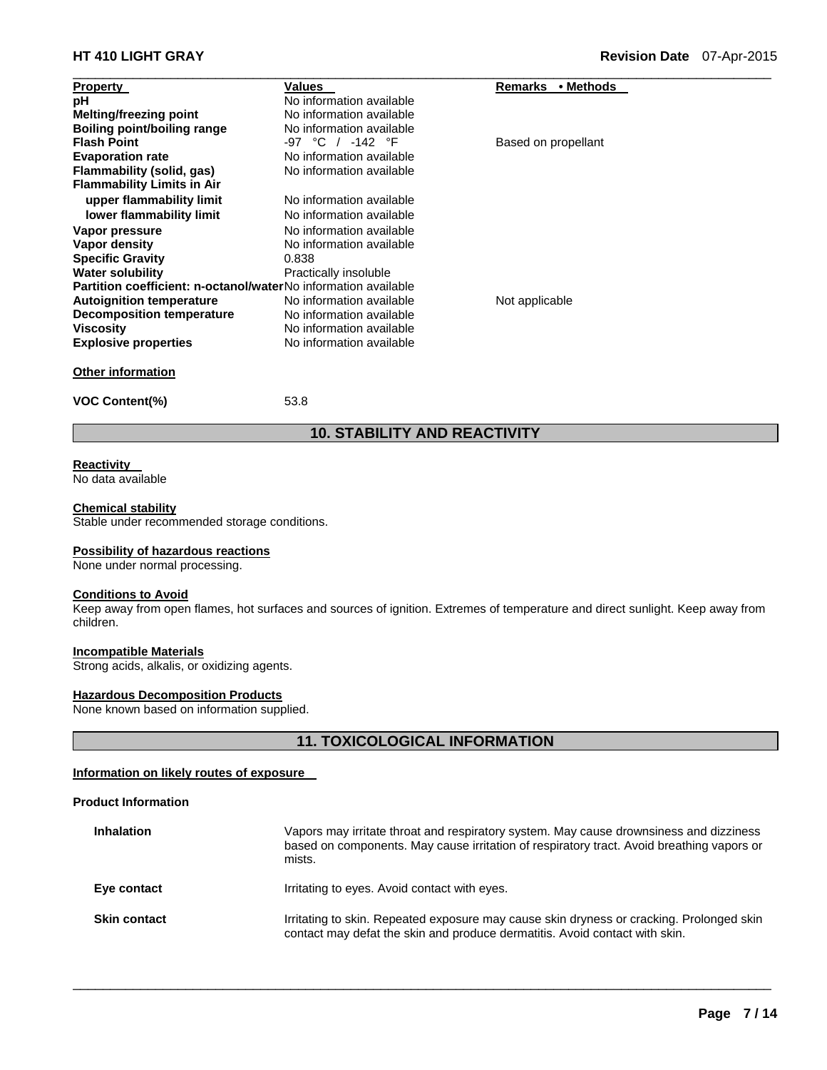| Property | Values | Remarks • Methods |
|---|---|---|
| **pH** | No information available | |
| **Melting/freezing point** | No information available | |
| **Boiling point/boiling range** | No information available | |
| **Flash Point** | -97 °C / -142 °F | Based on propellant |
| **Evaporation rate** | No information available | |
| **Flammability (solid, gas)** | No information available | |
| **Flammability Limits in Air** | | |
| **upper flammability limit** | No information available | |
| **lower flammability limit** | No information available | |
| **Vapor pressure** | No information available | |
| **Vapor density** | No information available | |
| **Specific Gravity** | 0.838 | |
| **Water solubility** | Practically insoluble | |
| **Partition coefficient: n-octanol/water** | No information available | |
| **Autoignition temperature** | No information available | Not applicable |
| **Decomposition temperature** | No information available | |
| **Viscosity** | No information available | |
| **Explosive properties** | No information available | |

**Other information**

| | |
|---|---|
| **VOC Content(%)** | 53.8 |

## 10. STABILITY AND REACTIVITY

**Reactivity**
No data available

**Chemical stability**
Stable under recommended storage conditions.

**Possibility of hazardous reactions**
None under normal processing.

**Conditions to Avoid**
Keep away from open flames, hot surfaces and sources of ignition. Extremes of temperature and direct sunlight. Keep away from children.

**Incompatible Materials**
Strong acids, alkalis, or oxidizing agents.

**Hazardous Decomposition Products**
None known based on information supplied.

## 11. TOXICOLOGICAL INFORMATION

**Information on likely routes of exposure**

**Product Information**

| | |
|---|---|
| **Inhalation** | Vapors may irritate throat and respiratory system. May cause drownsiness and dizziness based on components. May cause irritation of respiratory tract. Avoid breathing vapors or mists. |
| **Eye contact** | Irritating to eyes. Avoid contact with eyes. |
| **Skin contact** | Irritating to skin. Repeated exposure may cause skin dryness or cracking. Prolonged skin contact may defat the skin and produce dermatitis. Avoid contact with skin. |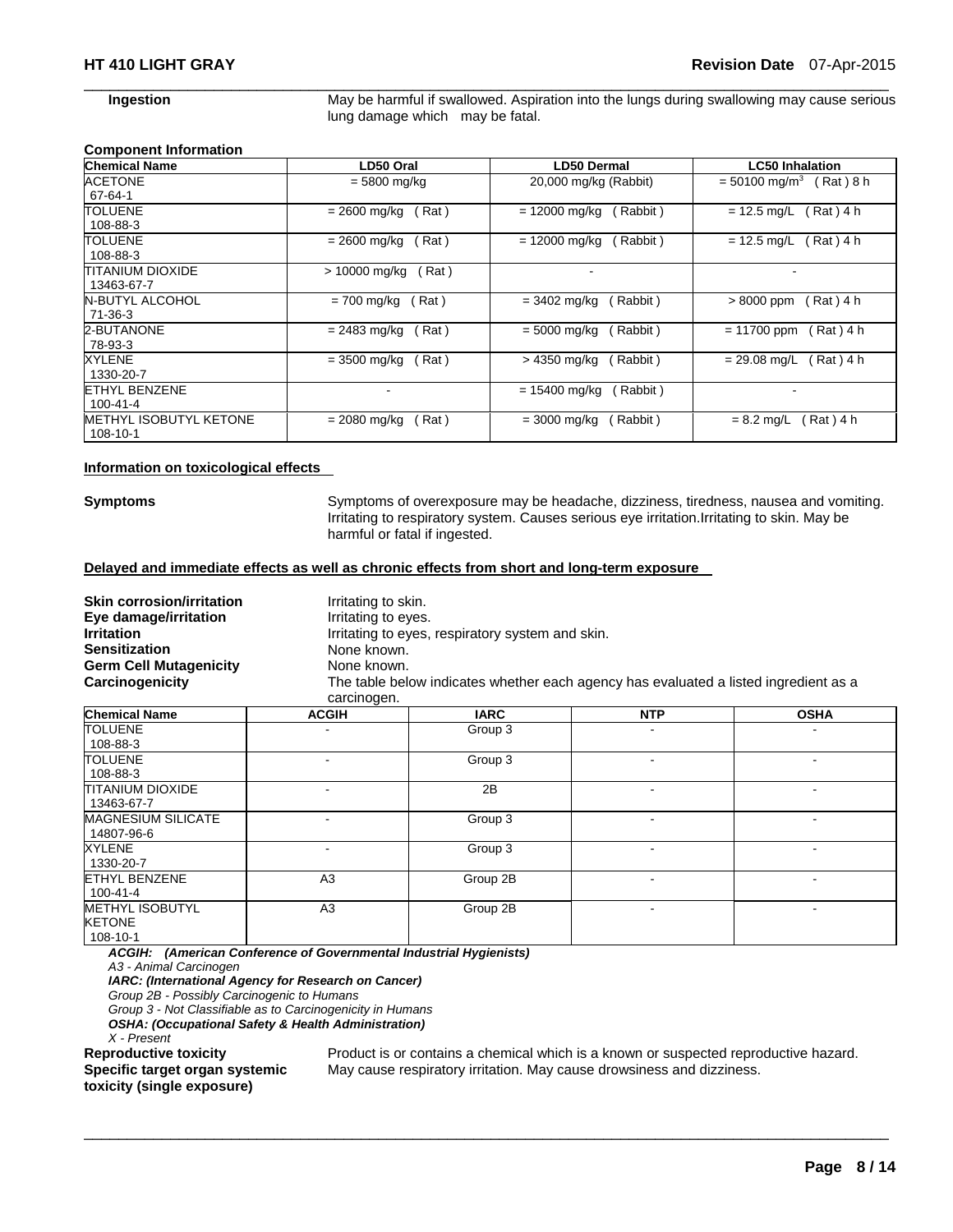**Ingestion** May be harmful if swallowed. Aspiration into the lungs during swallowing may cause serious lung damage which may be fatal.

**Component Information**

| Chemical Name | LD50 Oral | LD50 Dermal | LC50 Inhalation |
|---|---|---|---|
| ACETONE<br>67-64-1 | = 5800 mg/kg | 20,000 mg/kg (Rabbit) | = 50100 mg/m$^3$ ( Rat ) 8 h |
| TOLUENE<br>108-88-3 | = 2600 mg/kg ( Rat ) | = 12000 mg/kg ( Rabbit ) | = 12.5 mg/L ( Rat ) 4 h |
| TOLUENE<br>108-88-3 | = 2600 mg/kg ( Rat ) | = 12000 mg/kg ( Rabbit ) | = 12.5 mg/L ( Rat ) 4 h |
| TITANIUM DIOXIDE<br>13463-67-7 | > 10000 mg/kg ( Rat ) | - | - |
| N-BUTYL ALCOHOL<br>71-36-3 | = 700 mg/kg ( Rat ) | = 3402 mg/kg ( Rabbit ) | > 8000 ppm ( Rat ) 4 h |
| 2-BUTANONE<br>78-93-3 | = 2483 mg/kg ( Rat ) | = 5000 mg/kg ( Rabbit ) | = 11700 ppm ( Rat ) 4 h |
| XYLENE<br>1330-20-7 | = 3500 mg/kg ( Rat ) | > 4350 mg/kg ( Rabbit ) | = 29.08 mg/L ( Rat ) 4 h |
| ETHYL BENZENE<br>100-41-4 | - | = 15400 mg/kg ( Rabbit ) | - |
| METHYL ISOBUTYL KETONE<br>108-10-1 | = 2080 mg/kg ( Rat ) | = 3000 mg/kg ( Rabbit ) | = 8.2 mg/L ( Rat ) 4 h |

**Information on toxicological effects**

**Symptoms** Symptoms of overexposure may be headache, dizziness, tiredness, nausea and vomiting. Irritating to respiratory system. Causes serious eye irritation.Irritating to skin. May be harmful or fatal if ingested.

**Delayed and immediate effects as well as chronic effects from short and long-term exposure**

**Skin corrosion/irritation** Irritating to skin.
**Eye damage/irritation** Irritating to eyes.
**Irritation** Irritating to eyes, respiratory system and skin.
**Sensitization** None known.
**Germ Cell Mutagenicity** None known.
**Carcinogenicity** The table below indicates whether each agency has evaluated a listed ingredient as a carcinogen.

| Chemical Name | ACGIH | IARC | NTP | OSHA |
|---|---|---|---|---|
| TOLUENE<br>108-88-3 | - | Group 3 | - | - |
| TOLUENE<br>108-88-3 | - | Group 3 | - | - |
| TITANIUM DIOXIDE<br>13463-67-7 | - | 2B | - | - |
| MAGNESIUM SILICATE<br>14807-96-6 | - | Group 3 | - | - |
| XYLENE<br>1330-20-7 | - | Group 3 | - | - |
| ETHYL BENZENE<br>100-41-4 | A3 | Group 2B | - | - |
| METHYL ISOBUTYL KETONE<br>108-10-1 | A3 | Group 2B | - | - |

***ACGIH: (American Conference of Governmental Industrial Hygienists)***
*A3 - Animal Carcinogen*
***IARC: (International Agency for Research on Cancer)***
*Group 2B - Possibly Carcinogenic to Humans*
*Group 3 - Not Classifiable as to Carcinogenicity in Humans*
***OSHA: (Occupational Safety & Health Administration)***
*X - Present*

**Reproductive toxicity** Product is or contains a chemical which is a known or suspected reproductive hazard.
**Specific target organ systemic toxicity (single exposure)** May cause respiratory irritation. May cause drowsiness and dizziness.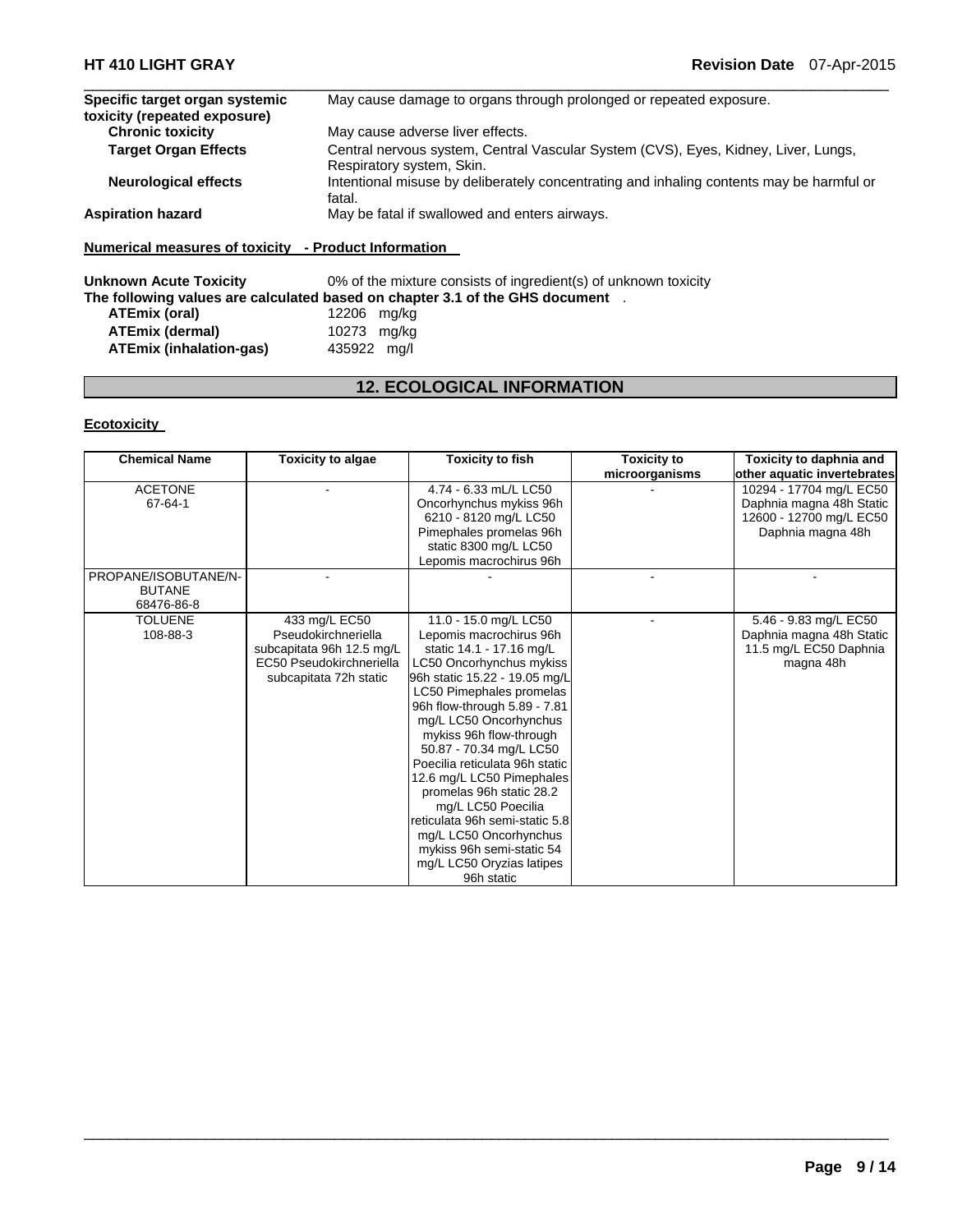| | |
|---|---|
| **Specific target organ systemic toxicity (repeated exposure)** | May cause damage to organs through prolonged or repeated exposure. |
| **Chronic toxicity** | May cause adverse liver effects. |
| **Target Organ Effects** | Central nervous system, Central Vascular System (CVS), Eyes, Kidney, Liver, Lungs, Respiratory system, Skin. |
| **Neurological effects** | Intentional misuse by deliberately concentrating and inhaling contents may be harmful or fatal. |
| **Aspiration hazard** | May be fatal if swallowed and enters airways. |

**Numerical measures of toxicity - Product Information**

**Unknown Acute Toxicity** 0% of the mixture consists of ingredient(s) of unknown toxicity

**The following values are calculated based on chapter 3.1 of the GHS document** .

| | |
|---|---|
| **ATEmix (oral)** | 12206 mg/kg |
| **ATEmix (dermal)** | 10273 mg/kg |
| **ATEmix (inhalation-gas)** | 435922 mg/l |

## 12. ECOLOGICAL INFORMATION

**Ecotoxicity**

| Chemical Name | Toxicity to algae | Toxicity to fish | Toxicity to microorganisms | Toxicity to daphnia and other aquatic invertebrates |
|---|---|---|---|---|
| ACETONE 67-64-1 | - | 4.74 - 6.33 mL/L LC50 Oncorhynchus mykiss 96h 6210 - 8120 mg/L LC50 Pimephales promelas 96h static 8300 mg/L LC50 Lepomis macrochirus 96h | - | 10294 - 17704 mg/L EC50 Daphnia magna 48h Static 12600 - 12700 mg/L EC50 Daphnia magna 48h |
| PROPANE/ISOBUTANE/N-BUTANE 68476-86-8 | - | - | - | - |
| TOLUENE 108-88-3 | 433 mg/L EC50 Pseudokirchneriella subcapitata 96h 12.5 mg/L EC50 Pseudokirchneriella subcapitata 72h static | 11.0 - 15.0 mg/L LC50 Lepomis macrochirus 96h static 14.1 - 17.16 mg/L LC50 Oncorhynchus mykiss 96h static 15.22 - 19.05 mg/L LC50 Pimephales promelas 96h flow-through 5.89 - 7.81 mg/L LC50 Oncorhynchus mykiss 96h flow-through 50.87 - 70.34 mg/L LC50 Poecilia reticulata 96h static 12.6 mg/L LC50 Pimephales promelas 96h static 28.2 mg/L LC50 Poecilia reticulata 96h semi-static 5.8 mg/L LC50 Oncorhynchus mykiss 96h semi-static 54 mg/L LC50 Oryzias latipes 96h static | - | 5.46 - 9.83 mg/L EC50 Daphnia magna 48h Static 11.5 mg/L EC50 Daphnia magna 48h |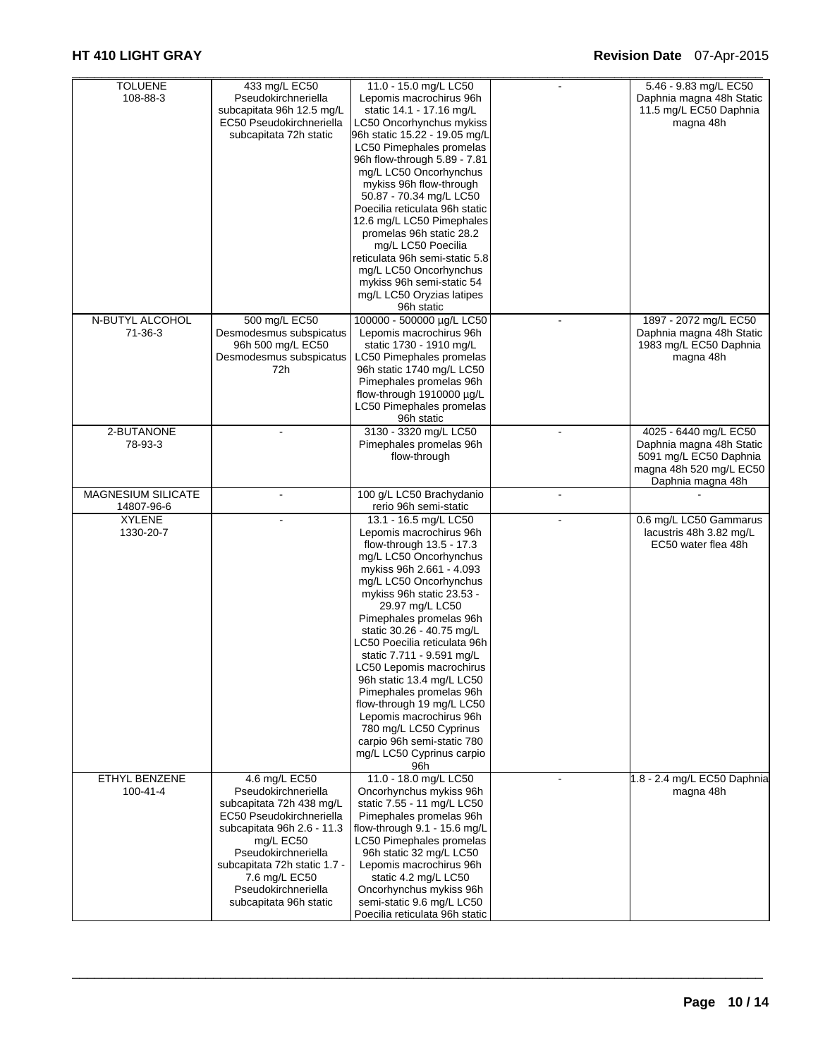| TOLUENE 108-88-3 | 433 mg/L EC50 Pseudokirchneriella subcapitata 96h 12.5 mg/L EC50 Pseudokirchneriella subcapitata 72h static | 11.0 - 15.0 mg/L LC50 Lepomis macrochirus 96h static 14.1 - 17.16 mg/L LC50 Oncorhynchus mykiss 96h static 15.22 - 19.05 mg/L LC50 Pimephales promelas 96h flow-through 5.89 - 7.81 mg/L LC50 Oncorhynchus mykiss 96h flow-through 50.87 - 70.34 mg/L LC50 Poecilia reticulata 96h static 12.6 mg/L LC50 Pimephales promelas 96h static 28.2 mg/L LC50 Poecilia reticulata 96h semi-static 5.8 mg/L LC50 Oncorhynchus mykiss 96h semi-static 54 mg/L LC50 Oryzias latipes 96h static | - | 5.46 - 9.83 mg/L EC50 Daphnia magna 48h Static 11.5 mg/L EC50 Daphnia magna 48h |
|---|---|---|---|---|
| N-BUTYL ALCOHOL 71-36-3 | 500 mg/L EC50 Desmodesmus subspicatus 96h 500 mg/L EC50 Desmodesmus subspicatus 72h | 100000 - 500000 µg/L LC50 Lepomis macrochirus 96h static 1730 - 1910 mg/L LC50 Pimephales promelas 96h static 1740 mg/L LC50 Pimephales promelas 96h flow-through 1910000 µg/L LC50 Pimephales promelas 96h static | - | 1897 - 2072 mg/L EC50 Daphnia magna 48h Static 1983 mg/L EC50 Daphnia magna 48h |
| 2-BUTANONE 78-93-3 | - | 3130 - 3320 mg/L LC50 Pimephales promelas 96h flow-through | - | 4025 - 6440 mg/L EC50 Daphnia magna 48h Static 5091 mg/L EC50 Daphnia magna 48h 520 mg/L EC50 Daphnia magna 48h |
| MAGNESIUM SILICATE 14807-96-6 | - | 100 g/L LC50 Brachydanio rerio 96h semi-static | - | - |
| XYLENE 1330-20-7 | - | 13.1 - 16.5 mg/L LC50 Lepomis macrochirus 96h flow-through 13.5 - 17.3 mg/L LC50 Oncorhynchus mykiss 96h 2.661 - 4.093 mg/L LC50 Oncorhynchus mykiss 96h static 23.53 - 29.97 mg/L LC50 Pimephales promelas 96h static 30.26 - 40.75 mg/L LC50 Poecilia reticulata 96h static 7.711 - 9.591 mg/L LC50 Lepomis macrochirus 96h static 13.4 mg/L LC50 Pimephales promelas 96h flow-through 19 mg/L LC50 Lepomis macrochirus 96h 780 mg/L LC50 Cyprinus carpio 96h semi-static 780 mg/L LC50 Cyprinus carpio 96h | - | 0.6 mg/L LC50 Gammarus lacustris 48h 3.82 mg/L EC50 water flea 48h |
| ETHYL BENZENE 100-41-4 | 4.6 mg/L EC50 Pseudokirchneriella subcapitata 72h 438 mg/L EC50 Pseudokirchneriella subcapitata 96h 2.6 - 11.3 mg/L EC50 Pseudokirchneriella subcapitata 72h static 1.7 - 7.6 mg/L EC50 Pseudokirchneriella subcapitata 96h static | 11.0 - 18.0 mg/L LC50 Oncorhynchus mykiss 96h static 7.55 - 11 mg/L LC50 Pimephales promelas 96h flow-through 9.1 - 15.6 mg/L LC50 Pimephales promelas 96h static 32 mg/L LC50 Lepomis macrochirus 96h static 4.2 mg/L LC50 Oncorhynchus mykiss 96h semi-static 9.6 mg/L LC50 Poecilia reticulata 96h static | - | 1.8 - 2.4 mg/L EC50 Daphnia magna 48h |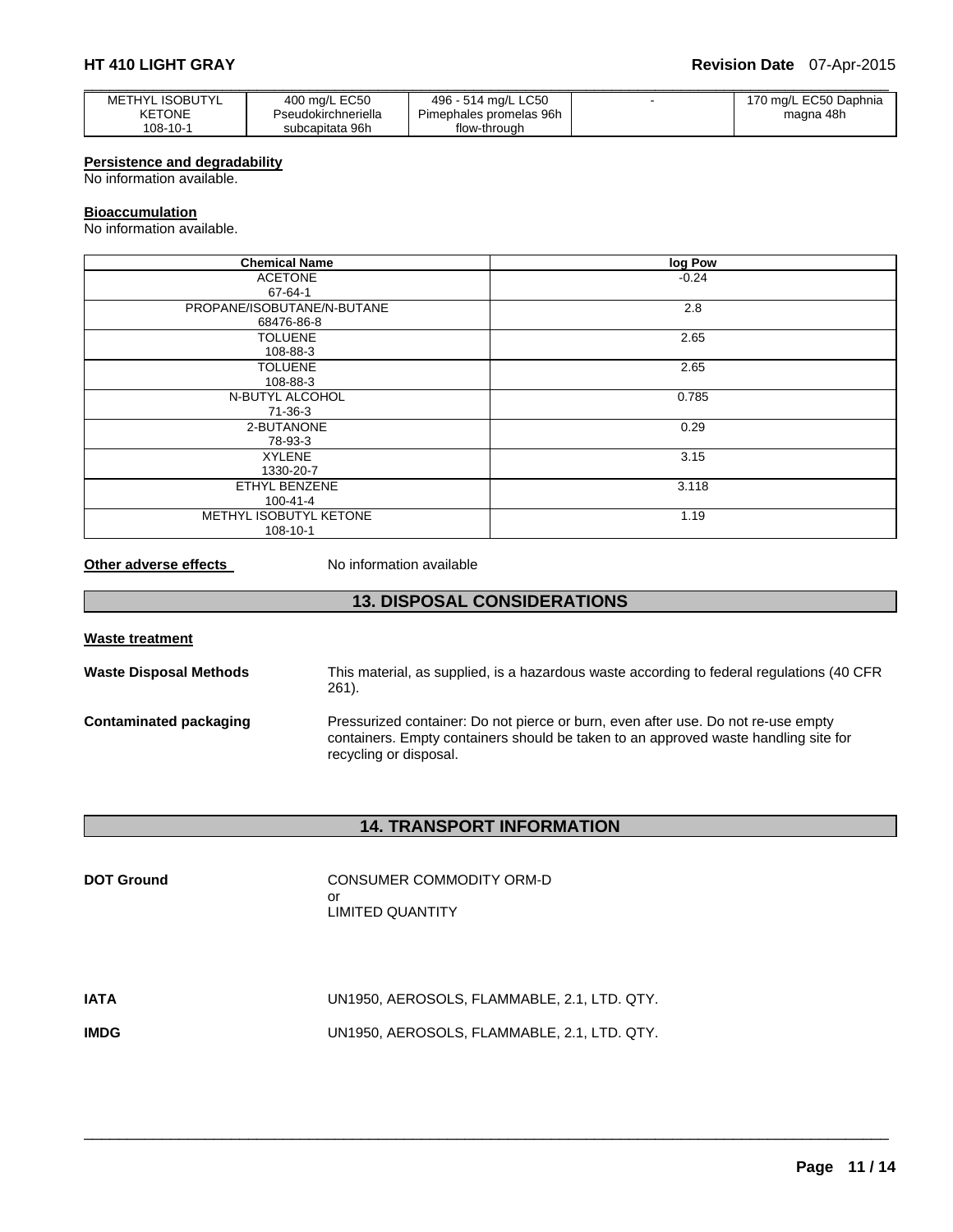| METHYL ISOBUTYL KETONE 108-10-1 | 400 mg/L EC50 Pseudokirchneriella subcapitata 96h | 496 - 514 mg/L LC50 Pimephales promelas 96h flow-through | - | 170 mg/L EC50 Daphnia magna 48h |
|---|---|---|---|---|

**Persistence and degradability**

No information available.

**Bioaccumulation**

No information available.

| Chemical Name | log Pow |
|---|---|
| ACETONE 67-64-1 | -0.24 |
| PROPANE/ISOBUTANE/N-BUTANE 68476-86-8 | 2.8 |
| TOLUENE 108-88-3 | 2.65 |
| TOLUENE 108-88-3 | 2.65 |
| N-BUTYL ALCOHOL 71-36-3 | 0.785 |
| 2-BUTANONE 78-93-3 | 0.29 |
| XYLENE 1330-20-7 | 3.15 |
| ETHYL BENZENE 100-41-4 | 3.118 |
| METHYL ISOBUTYL KETONE 108-10-1 | 1.19 |

**Other adverse effects** No information available

## 13. DISPOSAL CONSIDERATIONS

**Waste treatment**

**Waste Disposal Methods** This material, as supplied, is a hazardous waste according to federal regulations (40 CFR 261).

**Contaminated packaging** Pressurized container: Do not pierce or burn, even after use. Do not re-use empty containers. Empty containers should be taken to an approved waste handling site for recycling or disposal.

## 14. TRANSPORT INFORMATION

**DOT Ground** CONSUMER COMMODITY ORM-D
or
LIMITED QUANTITY

**IATA** UN1950, AEROSOLS, FLAMMABLE, 2.1, LTD. QTY.

**IMDG** UN1950, AEROSOLS, FLAMMABLE, 2.1, LTD. QTY.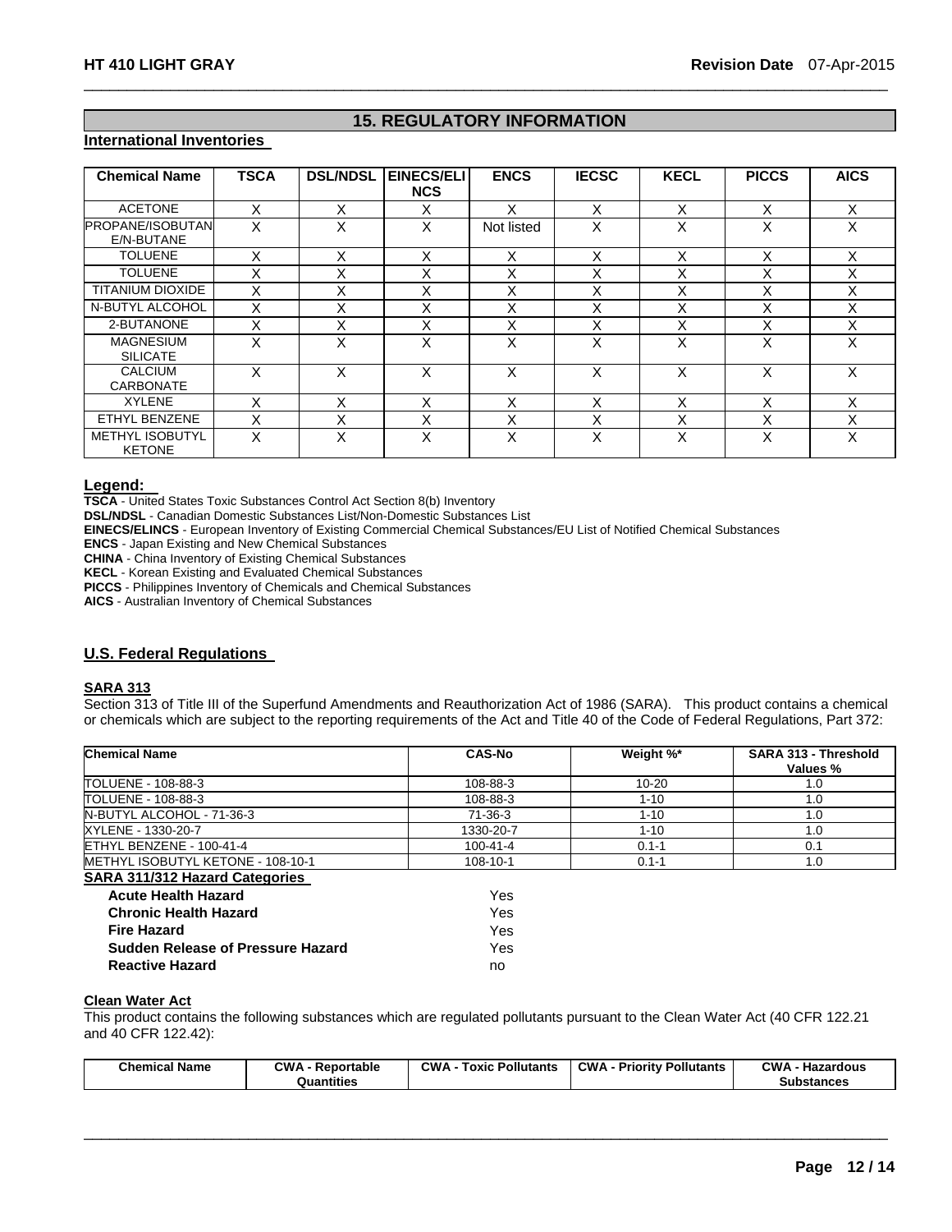## 15. REGULATORY INFORMATION

### International Inventories

| Chemical Name | TSCA | DSL/NDSL | EINECS/ELINCS | ENCS | IECSC | KECL | PICCS | AICS |
|---|---|---|---|---|---|---|---|---|
| ACETONE | X | X | X | X | X | X | X | X |
| PROPANE/ISOBUTANE/N-BUTANE | X | X | X | Not listed | X | X | X | X |
| TOLUENE | X | X | X | X | X | X | X | X |
| TOLUENE | X | X | X | X | X | X | X | X |
| TITANIUM DIOXIDE | X | X | X | X | X | X | X | X |
| N-BUTYL ALCOHOL | X | X | X | X | X | X | X | X |
| 2-BUTANONE | X | X | X | X | X | X | X | X |
| MAGNESIUM SILICATE | X | X | X | X | X | X | X | X |
| CALCIUM CARBONATE | X | X | X | X | X | X | X | X |
| XYLENE | X | X | X | X | X | X | X | X |
| ETHYL BENZENE | X | X | X | X | X | X | X | X |
| METHYL ISOBUTYL KETONE | X | X | X | X | X | X | X | X |

**Legend:**

**TSCA** - United States Toxic Substances Control Act Section 8(b) Inventory
**DSL/NDSL** - Canadian Domestic Substances List/Non-Domestic Substances List
**EINECS/ELINCS** - European Inventory of Existing Commercial Chemical Substances/EU List of Notified Chemical Substances
**ENCS** - Japan Existing and New Chemical Substances
**CHINA** - China Inventory of Existing Chemical Substances
**KECL** - Korean Existing and Evaluated Chemical Substances
**PICCS** - Philippines Inventory of Chemicals and Chemical Substances
**AICS** - Australian Inventory of Chemical Substances

### U.S. Federal Regulations

**SARA 313**

Section 313 of Title III of the Superfund Amendments and Reauthorization Act of 1986 (SARA). This product contains a chemical or chemicals which are subject to the reporting requirements of the Act and Title 40 of the Code of Federal Regulations, Part 372:

| Chemical Name | CAS-No | Weight %* | SARA 313 - Threshold Values % |
|---|---|---|---|
| TOLUENE - 108-88-3 | 108-88-3 | 10-20 | 1.0 |
| TOLUENE - 108-88-3 | 108-88-3 | 1-10 | 1.0 |
| N-BUTYL ALCOHOL - 71-36-3 | 71-36-3 | 1-10 | 1.0 |
| XYLENE - 1330-20-7 | 1330-20-7 | 1-10 | 1.0 |
| ETHYL BENZENE - 100-41-4 | 100-41-4 | 0.1-1 | 0.1 |
| METHYL ISOBUTYL KETONE - 108-10-1 | 108-10-1 | 0.1-1 | 1.0 |

**SARA 311/312 Hazard Categories**

| | |
|---|---|
| **Acute Health Hazard** | Yes |
| **Chronic Health Hazard** | Yes |
| **Fire Hazard** | Yes |
| **Sudden Release of Pressure Hazard** | Yes |
| **Reactive Hazard** | no |

**Clean Water Act**

This product contains the following substances which are regulated pollutants pursuant to the Clean Water Act (40 CFR 122.21 and 40 CFR 122.42):

| Chemical Name | CWA - Reportable Quantities | CWA - Toxic Pollutants | CWA - Priority Pollutants | CWA - Hazardous Substances |
|---|---|---|---|---|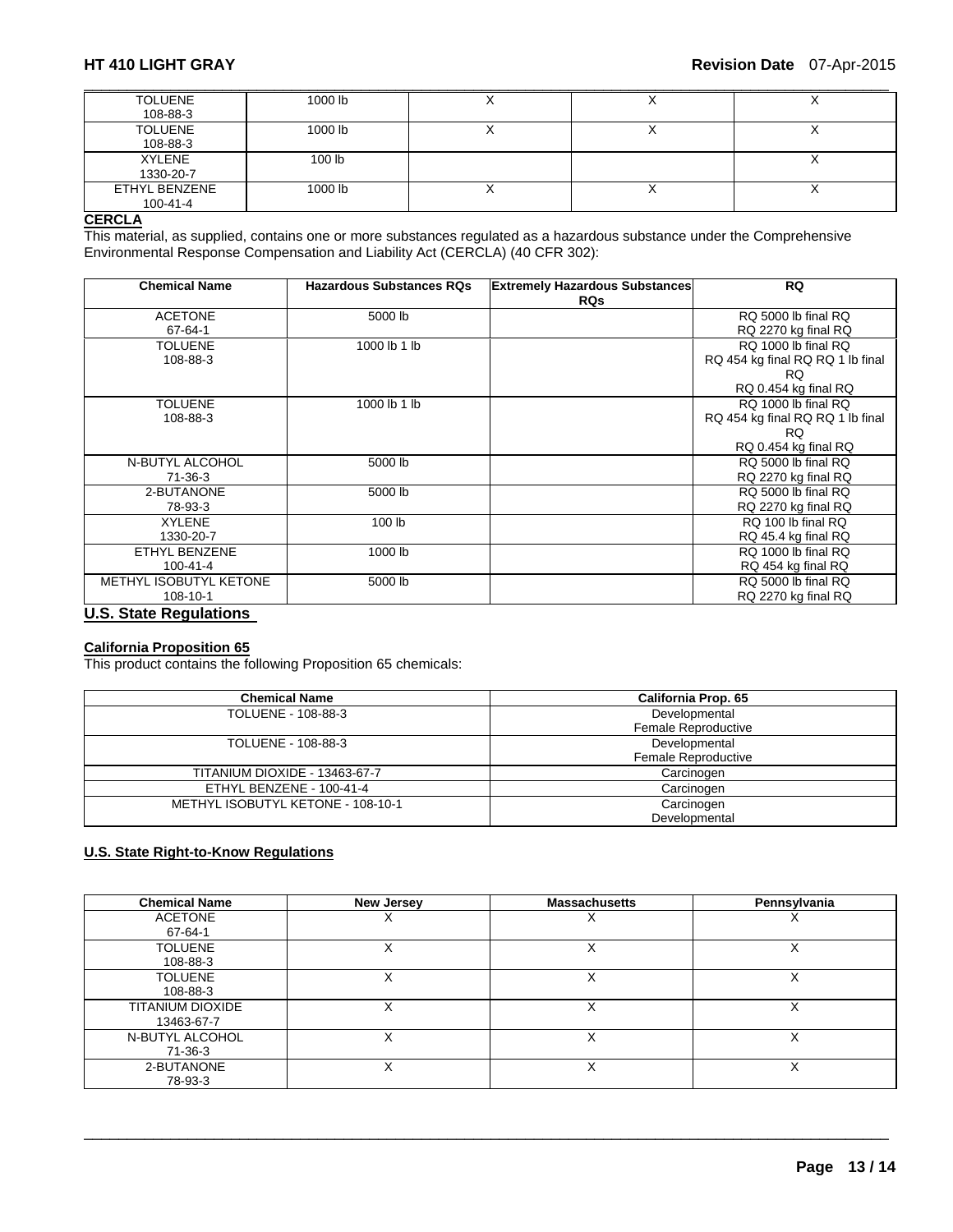| TOLUENE<br>108-88-3 | 1000 lb | X | X | X |
|---|---|---|---|---|
| TOLUENE<br>108-88-3 | 1000 lb | X | X | X |
| XYLENE<br>1330-20-7 | 100 lb | | | X |
| ETHYL BENZENE<br>100-41-4 | 1000 lb | X | X | X |

**CERCLA**

This material, as supplied, contains one or more substances regulated as a hazardous substance under the Comprehensive Environmental Response Compensation and Liability Act (CERCLA) (40 CFR 302):

| Chemical Name | Hazardous Substances RQs | Extremely Hazardous Substances RQs | RQ |
|---|---|---|---|
| ACETONE<br>67-64-1 | 5000 lb | | RQ 5000 lb final RQ<br>RQ 2270 kg final RQ |
| TOLUENE<br>108-88-3 | 1000 lb 1 lb | | RQ 1000 lb final RQ<br>RQ 454 kg final RQ RQ 1 lb final RQ<br>RQ 0.454 kg final RQ |
| TOLUENE<br>108-88-3 | 1000 lb 1 lb | | RQ 1000 lb final RQ<br>RQ 454 kg final RQ RQ 1 lb final RQ<br>RQ 0.454 kg final RQ |
| N-BUTYL ALCOHOL<br>71-36-3 | 5000 lb | | RQ 5000 lb final RQ<br>RQ 2270 kg final RQ |
| 2-BUTANONE<br>78-93-3 | 5000 lb | | RQ 5000 lb final RQ<br>RQ 2270 kg final RQ |
| XYLENE<br>1330-20-7 | 100 lb | | RQ 100 lb final RQ<br>RQ 45.4 kg final RQ |
| ETHYL BENZENE<br>100-41-4 | 1000 lb | | RQ 1000 lb final RQ<br>RQ 454 kg final RQ |
| METHYL ISOBUTYL KETONE<br>108-10-1 | 5000 lb | | RQ 5000 lb final RQ<br>RQ 2270 kg final RQ |

## U.S. State Regulations

**California Proposition 65**

This product contains the following Proposition 65 chemicals:

| Chemical Name | California Prop. 65 |
|---|---|
| TOLUENE - 108-88-3 | Developmental<br>Female Reproductive |
| TOLUENE - 108-88-3 | Developmental<br>Female Reproductive |
| TITANIUM DIOXIDE - 13463-67-7 | Carcinogen |
| ETHYL BENZENE - 100-41-4 | Carcinogen |
| METHYL ISOBUTYL KETONE - 108-10-1 | Carcinogen<br>Developmental |

**U.S. State Right-to-Know Regulations**

| Chemical Name | New Jersey | Massachusetts | Pennsylvania |
|---|---|---|---|
| ACETONE<br>67-64-1 | X | X | X |
| TOLUENE<br>108-88-3 | X | X | X |
| TOLUENE<br>108-88-3 | X | X | X |
| TITANIUM DIOXIDE<br>13463-67-7 | X | X | X |
| N-BUTYL ALCOHOL<br>71-36-3 | X | X | X |
| 2-BUTANONE<br>78-93-3 | X | X | X |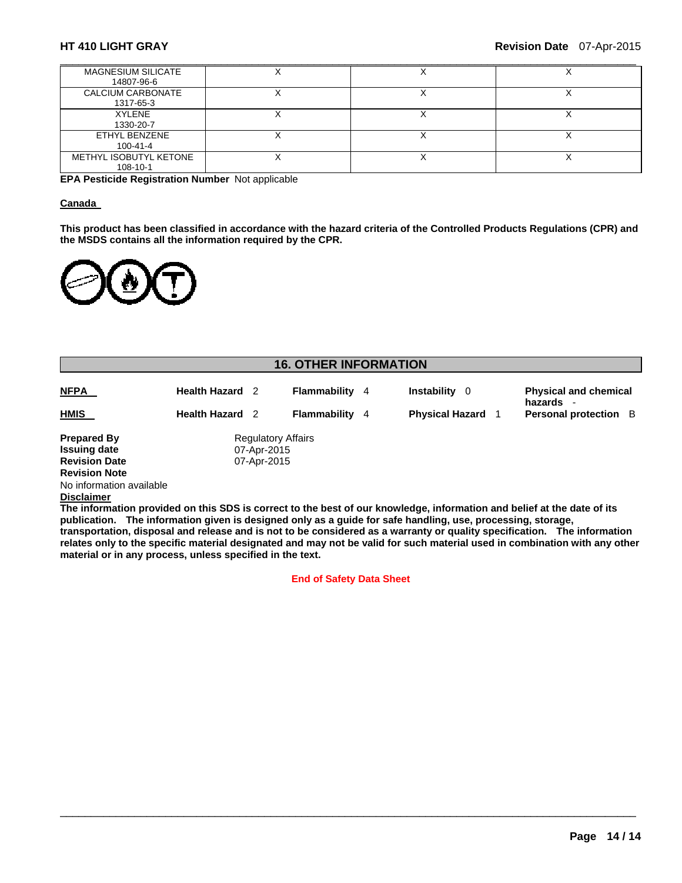| | | | |
|---|---|---|---|
| MAGNESIUM SILICATE 14807-96-6 | X | X | X |
| CALCIUM CARBONATE 1317-65-3 | X | X | X |
| XYLENE 1330-20-7 | X | X | X |
| ETHYL BENZENE 100-41-4 | X | X | X |
| METHYL ISOBUTYL KETONE 108-10-1 | X | X | X |

**EPA Pesticide Registration Number** Not applicable

**Canada**

**This product has been classified in accordance with the hazard criteria of the Controlled Products Regulations (CPR) and the MSDS contains all the information required by the CPR.**

## 16. OTHER INFORMATION

| | | | | |
|---|---|---|---|---|
| **NFPA** | **Health Hazard** 2 | **Flammability** 4 | **Instability** 0 | **Physical and chemical hazards** - |
| **HMIS** | **Health Hazard** 2 | **Flammability** 4 | **Physical Hazard** 1 | **Personal protection** B |

**Prepared By** Regulatory Affairs
**Issuing date** 07-Apr-2015
**Revision Date** 07-Apr-2015
**Revision Note**
No information available

**Disclaimer**
**The information provided on this SDS is correct to the best of our knowledge, information and belief at the date of its publication. The information given is designed only as a guide for safe handling, use, processing, storage, transportation, disposal and release and is not to be considered as a warranty or quality specification. The information relates only to the specific material designated and may not be valid for such material used in combination with any other material or in any process, unless specified in the text.**

**End of Safety Data Sheet**